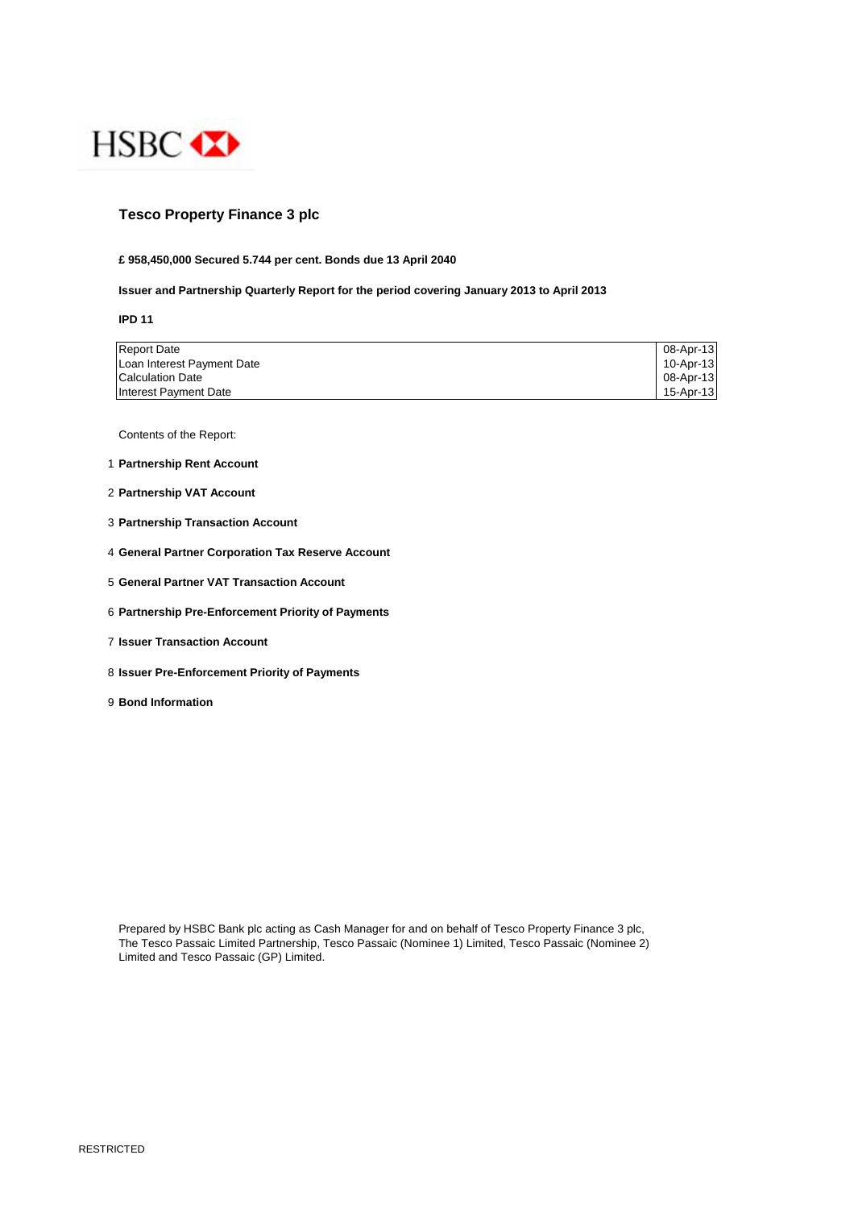HSBC

# Tesco Property Finance 3 plc

**£ 958,450,000 Secured 5.744 per cent. Bonds due 13 April 2040**

**Issuer and Partnership Quarterly Report for the period covering January 2013 to April 2013**

**IPD 11**

| | |
|---|---|
| Report Date | 08-Apr-13 |
| Loan Interest Payment Date | 10-Apr-13 |
| Calculation Date | 08-Apr-13 |
| Interest Payment Date | 15-Apr-13 |

Contents of the Report:

1. **Partnership Rent Account**
2. **Partnership VAT Account**
3. **Partnership Transaction Account**
4. **General Partner Corporation Tax Reserve Account**
5. **General Partner VAT Transaction Account**
6. **Partnership Pre-Enforcement Priority of Payments**
7. **Issuer Transaction Account**
8. **Issuer Pre-Enforcement Priority of Payments**
9. **Bond Information**

Prepared by HSBC Bank plc acting as Cash Manager for and on behalf of Tesco Property Finance 3 plc, The Tesco Passaic Limited Partnership, Tesco Passaic (Nominee 1) Limited, Tesco Passaic (Nominee 2) Limited and Tesco Passaic (GP) Limited.

RESTRICTED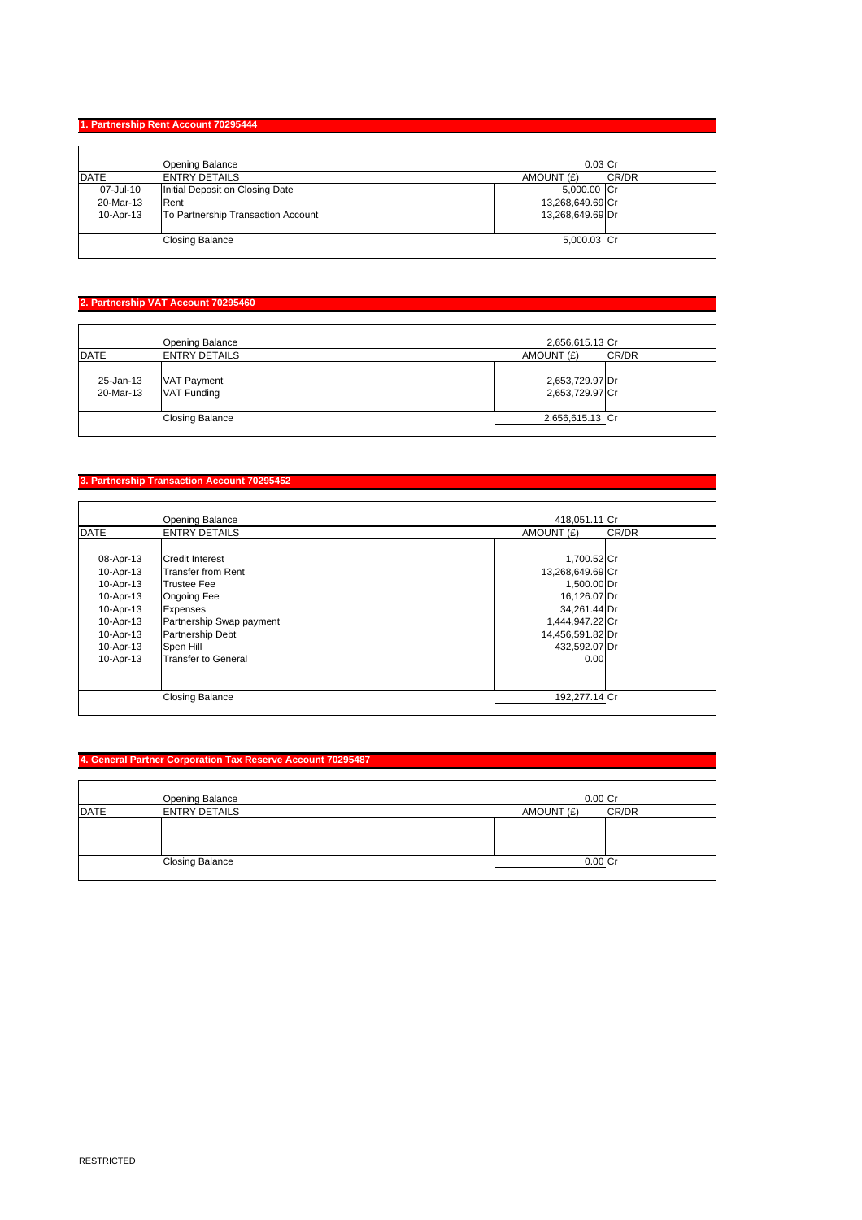## 1. Partnership Rent Account 70295444

| DATE | ENTRY DETAILS | AMOUNT (£) | CR/DR |
|---|---|---|---|
| | Opening Balance | 0.03 | Cr |
| 07-Jul-10 | Initial Deposit on Closing Date | 5,000.00 | Cr |
| 20-Mar-13 | Rent | 13,268,649.69 | Cr |
| 10-Apr-13 | To Partnership Transaction Account | 13,268,649.69 | Dr |
| | Closing Balance | 5,000.03 | Cr |

## 2. Partnership VAT Account 70295460

| DATE | ENTRY DETAILS | AMOUNT (£) | CR/DR |
|---|---|---|---|
| | Opening Balance | 2,656,615.13 | Cr |
| 25-Jan-13 | VAT Payment | 2,653,729.97 | Dr |
| 20-Mar-13 | VAT Funding | 2,653,729.97 | Cr |
| | Closing Balance | 2,656,615.13 | Cr |

## 3. Partnership Transaction Account 70295452

| DATE | ENTRY DETAILS | AMOUNT (£) | CR/DR |
|---|---|---|---|
| | Opening Balance | 418,051.11 | Cr |
| 08-Apr-13 | Credit Interest | 1,700.52 | Cr |
| 10-Apr-13 | Transfer from Rent | 13,268,649.69 | Cr |
| 10-Apr-13 | Trustee Fee | 1,500.00 | Dr |
| 10-Apr-13 | Ongoing Fee | 16,126.07 | Dr |
| 10-Apr-13 | Expenses | 34,261.44 | Dr |
| 10-Apr-13 | Partnership Swap payment | 1,444,947.22 | Cr |
| 10-Apr-13 | Partnership Debt | 14,456,591.82 | Dr |
| 10-Apr-13 | Spen Hill | 432,592.07 | Dr |
| 10-Apr-13 | Transfer to General | 0.00 | |
| | Closing Balance | 192,277.14 | Cr |

## 4. General Partner Corporation Tax Reserve Account 70295487

| DATE | ENTRY DETAILS | AMOUNT (£) | CR/DR |
|---|---|---|---|
| | Opening Balance | 0.00 | Cr |
| | | | |
| | Closing Balance | 0.00 | Cr |

RESTRICTED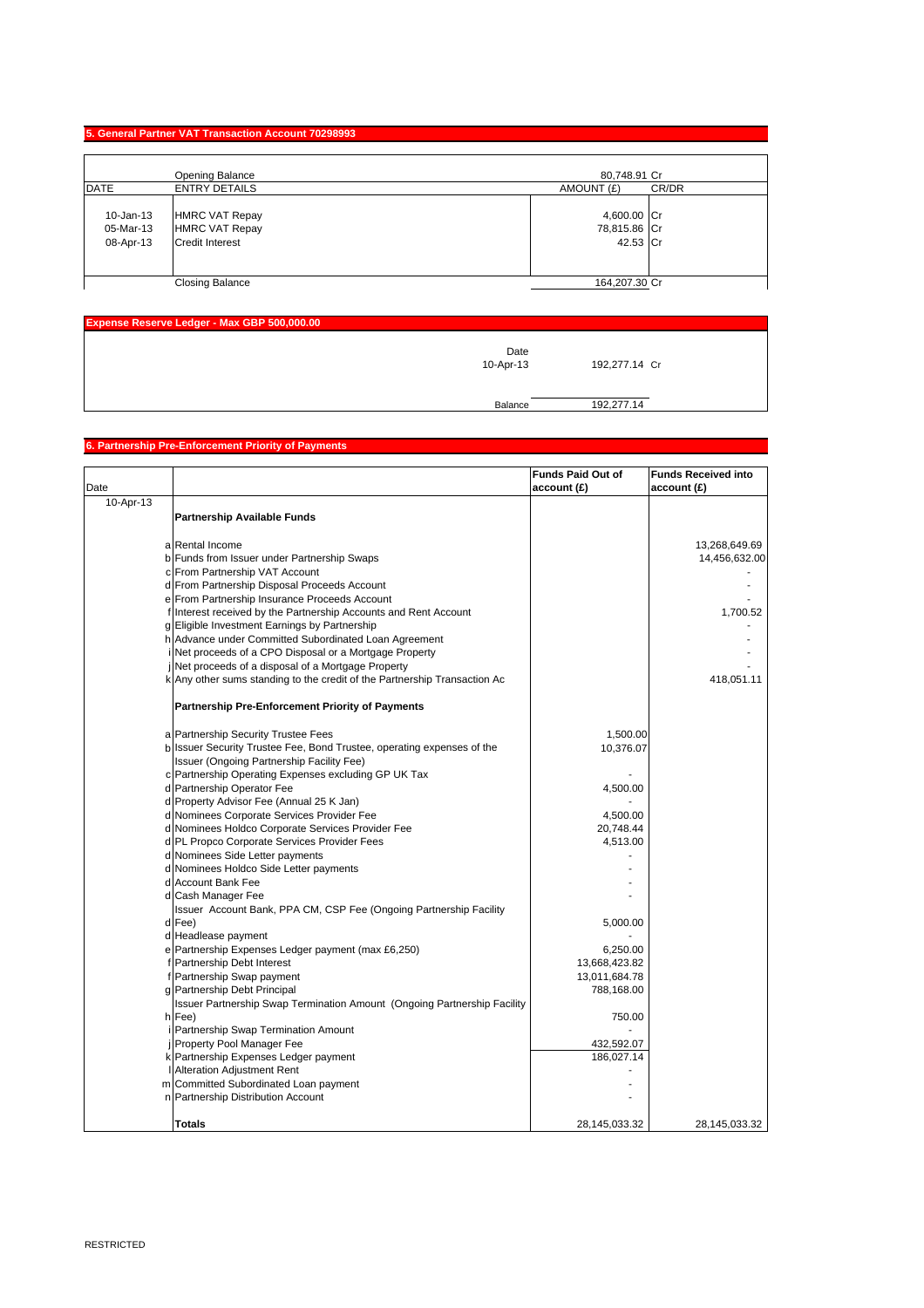## 5. General Partner VAT Transaction Account 70298993

| DATE | ENTRY DETAILS | AMOUNT (£) | CR/DR |
|---|---|---|---|
| | Opening Balance | 80,748.91 | Cr |
| 10-Jan-13 | HMRC VAT Repay | 4,600.00 | Cr |
| 05-Mar-13 | HMRC VAT Repay | 78,815.86 | Cr |
| 08-Apr-13 | Credit Interest | 42.53 | Cr |
| | Closing Balance | 164,207.30 | Cr |

## Expense Reserve Ledger - Max GBP 500,000.00

| Date | | |
|---|---|---|
| 10-Apr-13 | 192,277.14 | Cr |
| Balance | 192,277.14 | |

## 6. Partnership Pre-Enforcement Priority of Payments

| Date | | | Funds Paid Out of account (£) | Funds Received into account (£) |
|---|---|---|---|---|
| 10-Apr-13 | | **Partnership Available Funds** | | |
| | a | Rental Income | | 13,268,649.69 |
| | b | Funds from Issuer under Partnership Swaps | | 14,456,632.00 |
| | c | From Partnership VAT Account | | - |
| | d | From Partnership Disposal Proceeds Account | | - |
| | e | From Partnership Insurance Proceeds Account | | - |
| | f | Interest received by the Partnership Accounts and Rent Account | | 1,700.52 |
| | g | Eligible Investment Earnings by Partnership | | - |
| | h | Advance under Committed Subordinated Loan Agreement | | - |
| | i | Net proceeds of a CPO Disposal or a Mortgage Property | | - |
| | j | Net proceeds of a disposal of a Mortgage Property | | - |
| | k | Any other sums standing to the credit of the Partnership Transaction Ac | | 418,051.11 |
| | | **Partnership Pre-Enforcement Priority of Payments** | | |
| | a | Partnership Security Trustee Fees | 1,500.00 | |
| | b | Issuer Security Trustee Fee, Bond Trustee, operating expenses of the Issuer (Ongoing Partnership Facility Fee) | 10,376.07 | |
| | c | Partnership Operating Expenses excluding GP UK Tax | - | |
| | d | Partnership Operator Fee | 4,500.00 | |
| | d | Property Advisor Fee (Annual 25 K Jan) | - | |
| | d | Nominees Corporate Services Provider Fee | 4,500.00 | |
| | d | Nominees Holdco Corporate Services Provider Fee | 20,748.44 | |
| | d | PL Propco Corporate Services Provider Fees | 4,513.00 | |
| | d | Nominees Side Letter payments | - | |
| | d | Nominees Holdco Side Letter payments | - | |
| | d | Account Bank Fee | - | |
| | d | Cash Manager Fee | - | |
| | d | Issuer Account Bank, PPA CM, CSP Fee (Ongoing Partnership Facility Fee) | 5,000.00 | |
| | d | Headlease payment | - | |
| | e | Partnership Expenses Ledger payment (max £6,250) | 6,250.00 | |
| | f | Partnership Debt Interest | 13,668,423.82 | |
| | f | Partnership Swap payment | 13,011,684.78 | |
| | g | Partnership Debt Principal | 788,168.00 | |
| | h | Issuer Partnership Swap Termination Amount (Ongoing Partnership Facility Fee) | 750.00 | |
| | i | Partnership Swap Termination Amount | - | |
| | j | Property Pool Manager Fee | 432,592.07 | |
| | k | Partnership Expenses Ledger payment | 186,027.14 | |
| | l | Alteration Adjustment Rent | - | |
| | m | Committed Subordinated Loan payment | - | |
| | n | Partnership Distribution Account | - | |
| | | **Totals** | 28,145,033.32 | 28,145,033.32 |

RESTRICTED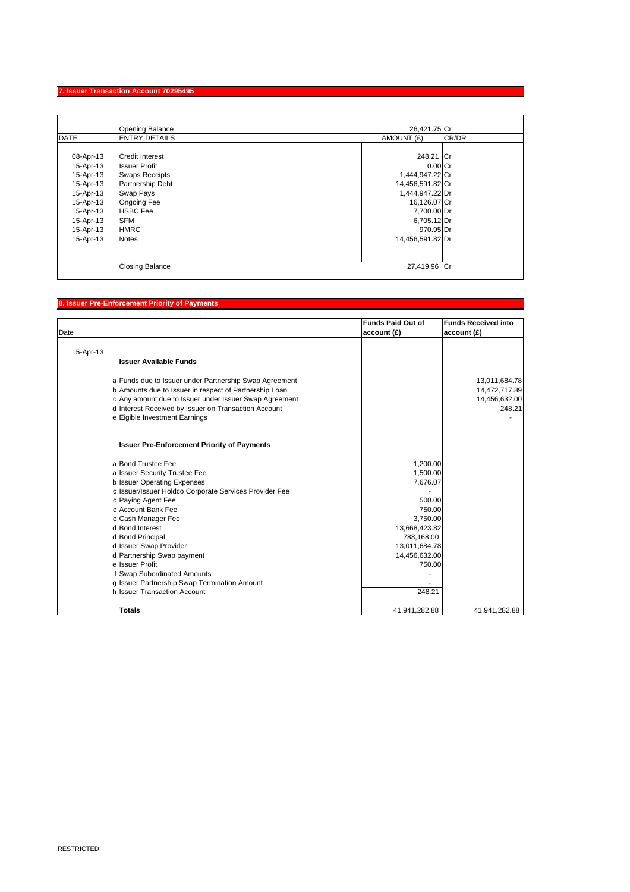## 7. Issuer Transaction Account 70295495

| DATE | ENTRY DETAILS | AMOUNT (£) | CR/DR |
|---|---|---|---|
| | Opening Balance | 26,421.75 | Cr |
| 08-Apr-13 | Credit Interest | 248.21 | Cr |
| 15-Apr-13 | Issuer Profit | 0.00 | Cr |
| 15-Apr-13 | Swaps Receipts | 1,444,947.22 | Cr |
| 15-Apr-13 | Partnership Debt | 14,456,591.82 | Cr |
| 15-Apr-13 | Swap Pays | 1,444,947.22 | Dr |
| 15-Apr-13 | Ongoing Fee | 16,126.07 | Cr |
| 15-Apr-13 | HSBC Fee | 7,700.00 | Dr |
| 15-Apr-13 | SFM | 6,705.12 | Dr |
| 15-Apr-13 | HMRC | 970.95 | Dr |
| 15-Apr-13 | Notes | 14,456,591.82 | Dr |
| | Closing Balance | 27,419.96 | Cr |

## 8. Issuer Pre-Enforcement Priority of Payments

| Date | | | Funds Paid Out of account (£) | Funds Received into account (£) |
|---|---|---|---|---|
| 15-Apr-13 | | **Issuer Available Funds** | | |
| | a | Funds due to Issuer under Partnership Swap Agreement | | 13,011,684.78 |
| | b | Amounts due to Issuer in respect of Partnership Loan | | 14,472,717.89 |
| | c | Any amount due to Issuer under Issuer Swap Agreement | | 14,456,632.00 |
| | d | Interest Received by Issuer on Transaction Account | | 248.21 |
| | e | Eigible Investment Earnings | | - |
| | | **Issuer Pre-Enforcement Priority of Payments** | | |
| | a | Bond Trustee Fee | 1,200.00 | |
| | a | Issuer Security Trustee Fee | 1,500.00 | |
| | b | Issuer Operating Expenses | 7,676.07 | |
| | c | Issuer/Issuer Holdco Corporate Services Provider Fee | - | |
| | c | Paying Agent Fee | 500.00 | |
| | c | Account Bank Fee | 750.00 | |
| | c | Cash Manager Fee | 3,750.00 | |
| | d | Bond Interest | 13,668,423.82 | |
| | d | Bond Principal | 788,168.00 | |
| | d | Issuer Swap Provider | 13,011,684.78 | |
| | d | Partnership Swap payment | 14,456,632.00 | |
| | e | Issuer Profit | 750.00 | |
| | f | Swap Subordinated Amounts | - | |
| | g | Issuer Partnership Swap Termination Amount | - | |
| | h | Issuer Transaction Account | 248.21 | |
| | | **Totals** | 41,941,282.88 | 41,941,282.88 |

RESTRICTED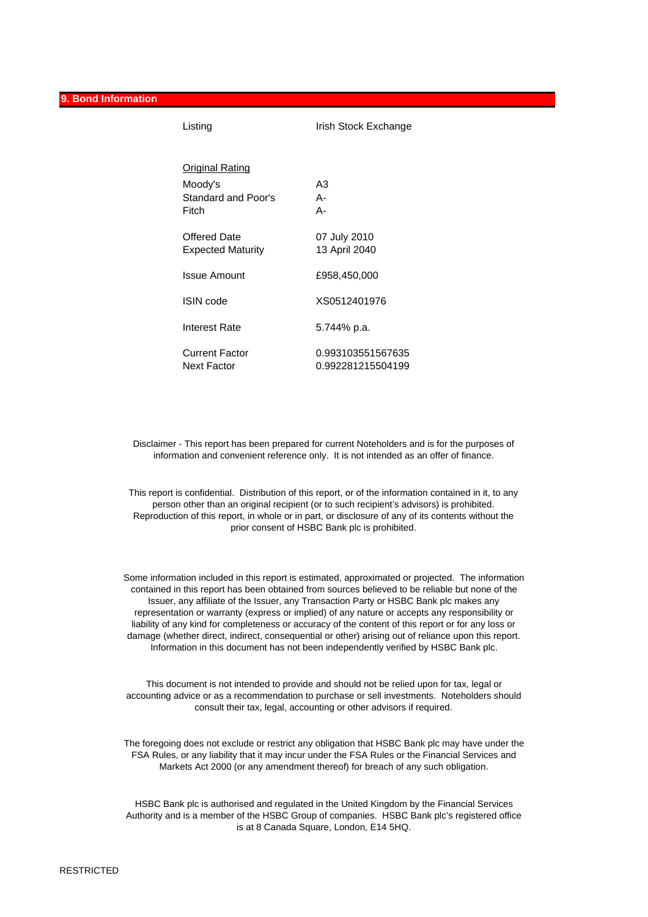## 9. Bond Information

| | |
|---|---|
| Listing | Irish Stock Exchange |
| Original Rating | |
| Moody's | A3 |
| Standard and Poor's | A- |
| Fitch | A- |
| Offered Date | 07 July 2010 |
| Expected Maturity | 13 April 2040 |
| Issue Amount | £958,450,000 |
| ISIN code | XS0512401976 |
| Interest Rate | 5.744% p.a. |
| Current Factor | 0.993103551567635 |
| Next Factor | 0.992281215504199 |

Disclaimer - This report has been prepared for current Noteholders and is for the purposes of information and convenient reference only. It is not intended as an offer of finance.

This report is confidential. Distribution of this report, or of the information contained in it, to any person other than an original recipient (or to such recipient's advisors) is prohibited. Reproduction of this report, in whole or in part, or disclosure of any of its contents without the prior consent of HSBC Bank plc is prohibited.

Some information included in this report is estimated, approximated or projected. The information contained in this report has been obtained from sources believed to be reliable but none of the Issuer, any affiliate of the Issuer, any Transaction Party or HSBC Bank plc makes any representation or warranty (express or implied) of any nature or accepts any responsibility or liability of any kind for completeness or accuracy of the content of this report or for any loss or damage (whether direct, indirect, consequential or other) arising out of reliance upon this report. Information in this document has not been independently verified by HSBC Bank plc.

This document is not intended to provide and should not be relied upon for tax, legal or accounting advice or as a recommendation to purchase or sell investments. Noteholders should consult their tax, legal, accounting or other advisors if required.

The foregoing does not exclude or restrict any obligation that HSBC Bank plc may have under the FSA Rules, or any liability that it may incur under the FSA Rules or the Financial Services and Markets Act 2000 (or any amendment thereof) for breach of any such obligation.

HSBC Bank plc is authorised and regulated in the United Kingdom by the Financial Services Authority and is a member of the HSBC Group of companies. HSBC Bank plc's registered office is at 8 Canada Square, London, E14 5HQ.

RESTRICTED